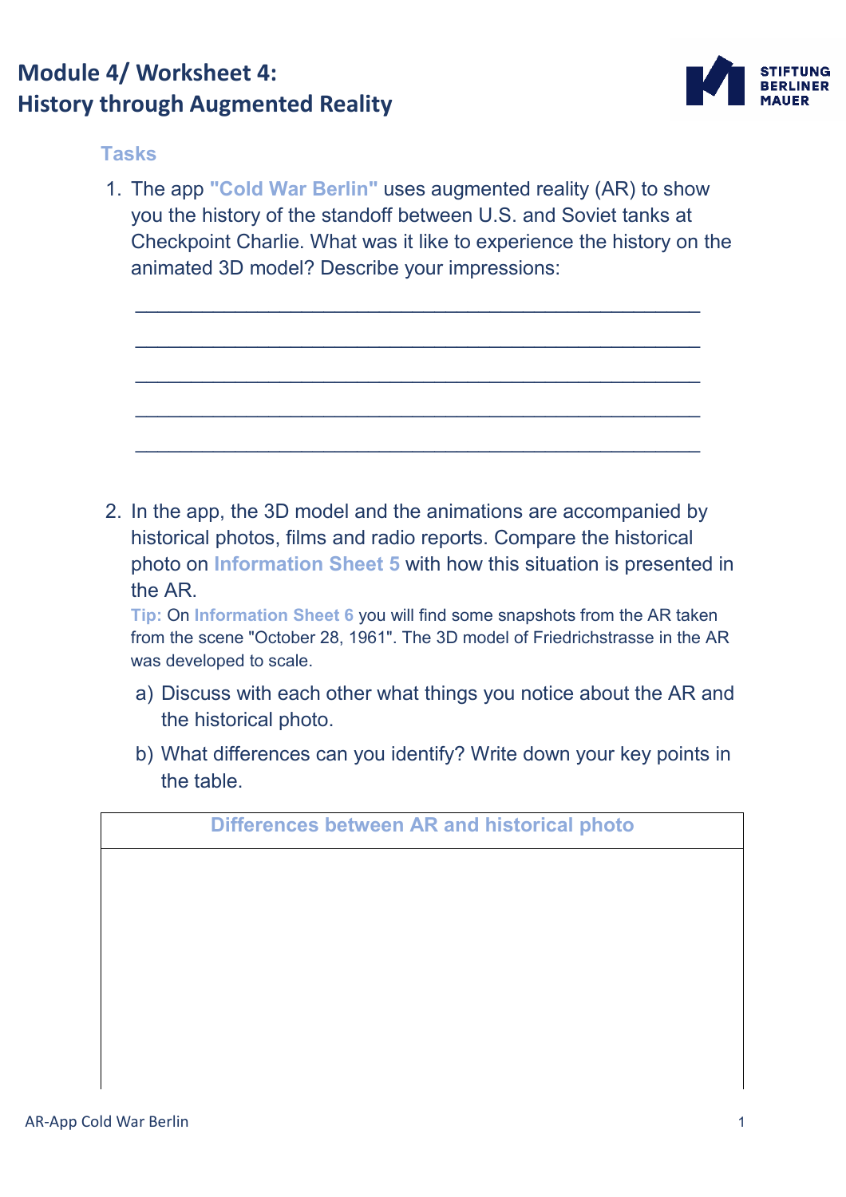# Module 4/ Worksheet 4: History through Augmented Reality

STIFTUNG BERLINER MAUER

## Tasks

1. The app **"Cold War Berlin"** uses augmented reality (AR) to show you the history of the standoff between U.S. and Soviet tanks at Checkpoint Charlie. What was it like to experience the history on the animated 3D model? Describe your impressions:

   ______________________________________________________

   ______________________________________________________

   ______________________________________________________

   ______________________________________________________

   ______________________________________________________

2. In the app, the 3D model and the animations are accompanied by historical photos, films and radio reports. Compare the historical photo on **Information Sheet 5** with how this situation is presented in the AR.

   **Tip:** On **Information Sheet 6** you will find some snapshots from the AR taken from the scene "October 28, 1961". The 3D model of Friedrichstrasse in the AR was developed to scale.

   a) Discuss with each other what things you notice about the AR and the historical photo.

   b) What differences can you identify? Write down your key points in the table.

| Differences between AR and historical photo |
|---|
| |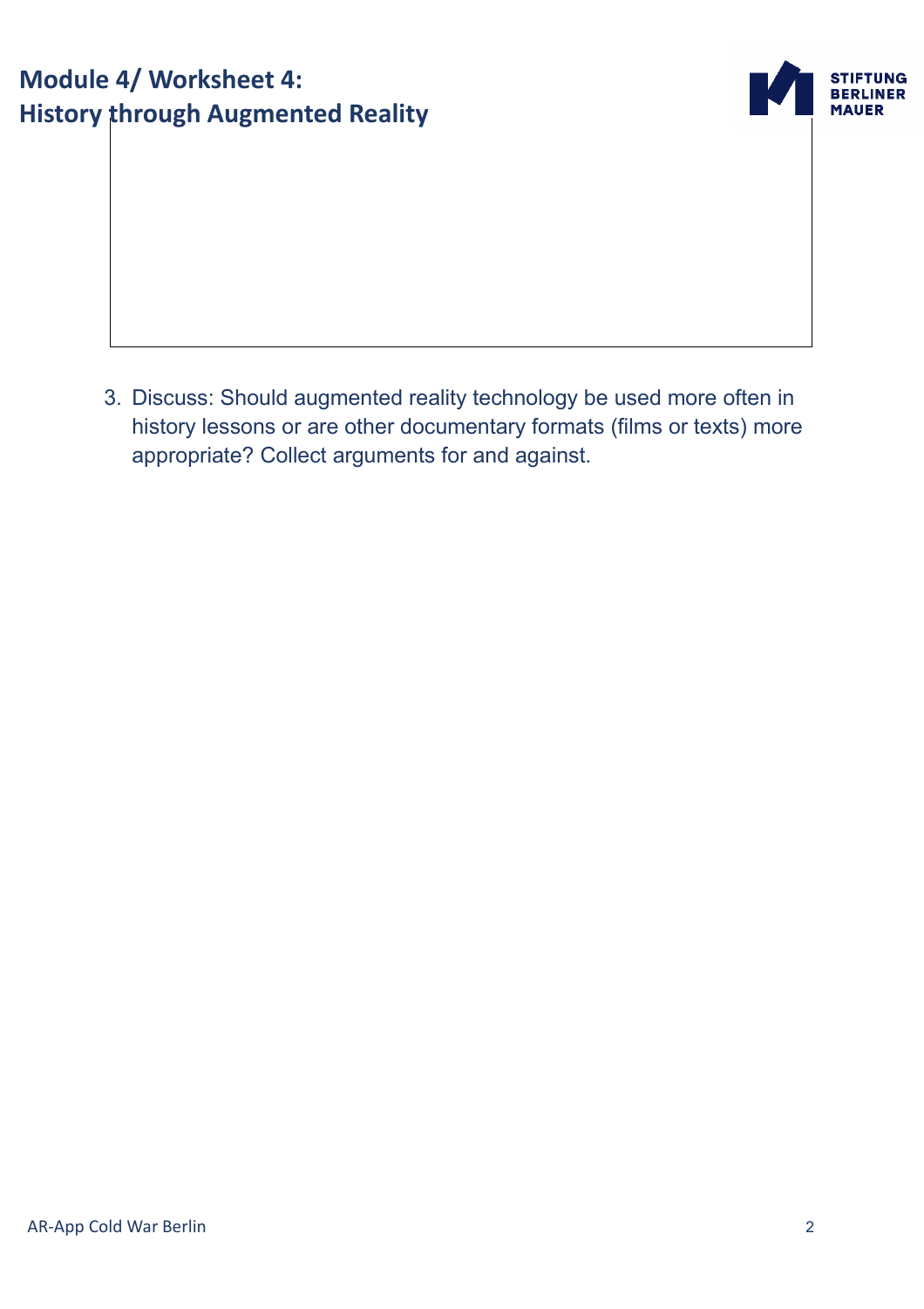3. Discuss: Should augmented reality technology be used more often in history lessons or are other documentary formats (films or texts) more appropriate? Collect arguments for and against.